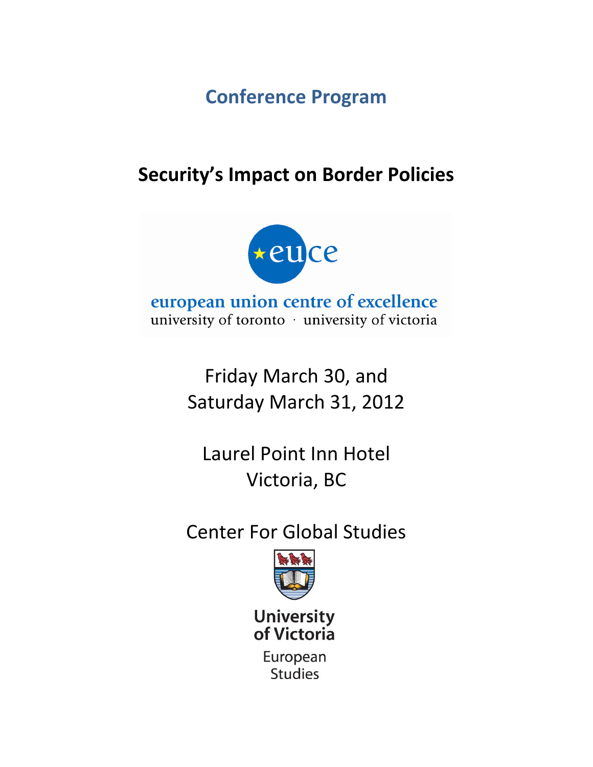# Conference Program

## Security's Impact on Border Policies

european union centre of excellence

university of toronto · university of victoria

Friday March 30, and
Saturday March 31, 2012

Laurel Point Inn Hotel
Victoria, BC

Center For Global Studies

University of Victoria

European Studies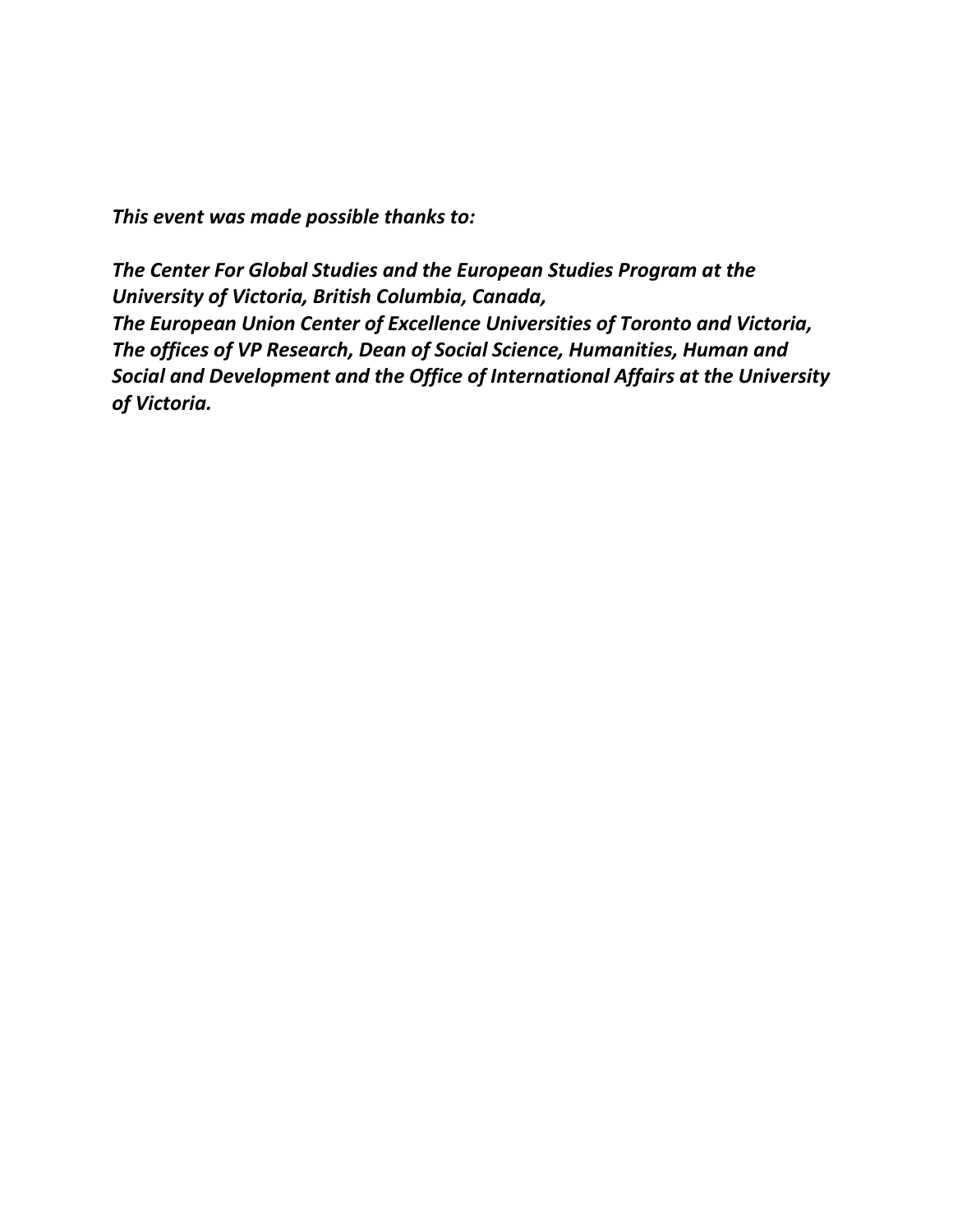***This event was made possible thanks to:***

***The Center For Global Studies and the European Studies Program at the University of Victoria, British Columbia, Canada,***
***The European Union Center of Excellence Universities of Toronto and Victoria,***
***The offices of VP Research, Dean of Social Science, Humanities, Human and Social and Development and the Office of International Affairs at the University of Victoria.***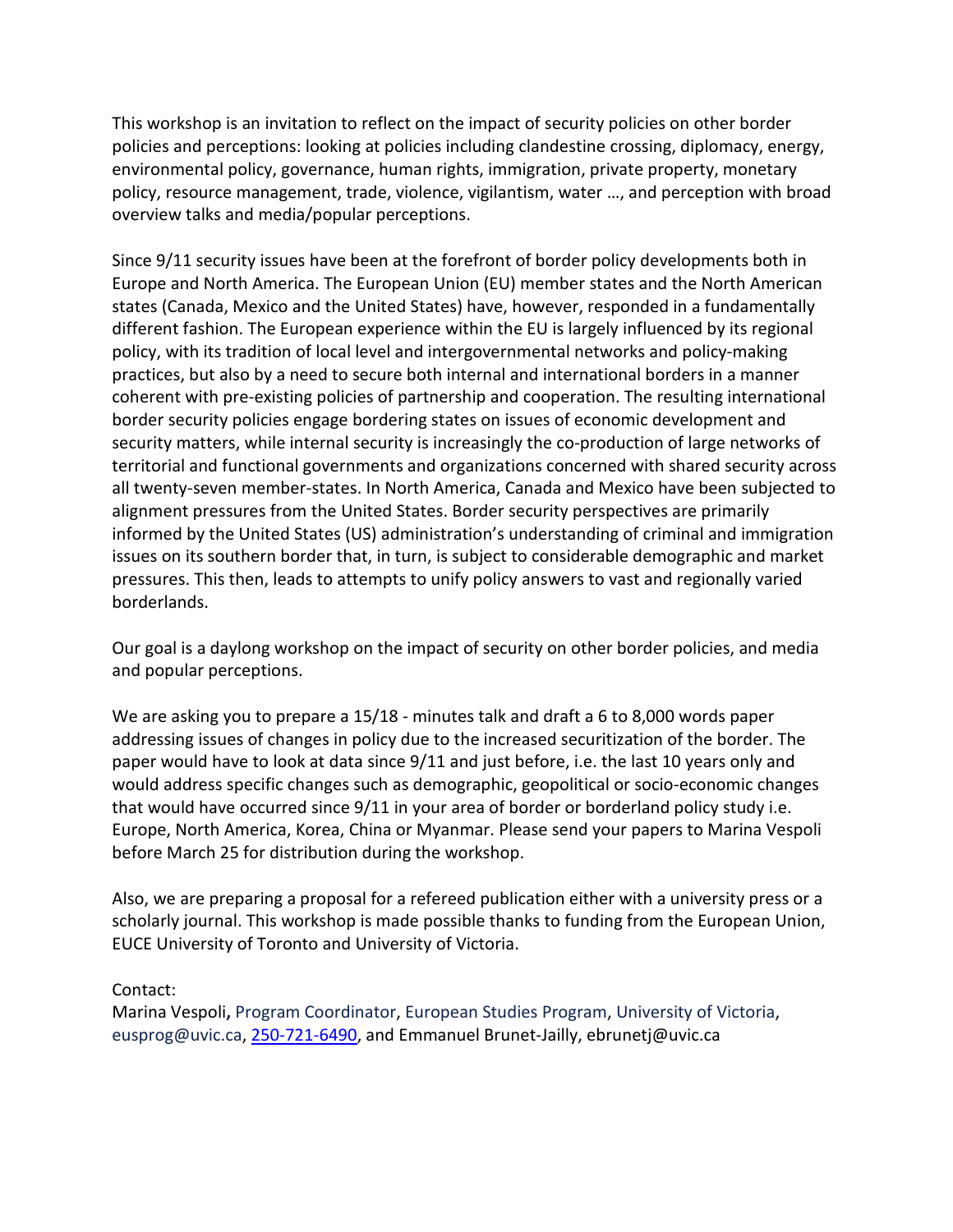This workshop is an invitation to reflect on the impact of security policies on other border policies and perceptions: looking at policies including clandestine crossing, diplomacy, energy, environmental policy, governance, human rights, immigration, private property, monetary policy, resource management, trade, violence, vigilantism, water …, and perception with broad overview talks and media/popular perceptions.

Since 9/11 security issues have been at the forefront of border policy developments both in Europe and North America. The European Union (EU) member states and the North American states (Canada, Mexico and the United States) have, however, responded in a fundamentally different fashion. The European experience within the EU is largely influenced by its regional policy, with its tradition of local level and intergovernmental networks and policy-making practices, but also by a need to secure both internal and international borders in a manner coherent with pre-existing policies of partnership and cooperation. The resulting international border security policies engage bordering states on issues of economic development and security matters, while internal security is increasingly the co-production of large networks of territorial and functional governments and organizations concerned with shared security across all twenty-seven member-states. In North America, Canada and Mexico have been subjected to alignment pressures from the United States. Border security perspectives are primarily informed by the United States (US) administration's understanding of criminal and immigration issues on its southern border that, in turn, is subject to considerable demographic and market pressures. This then, leads to attempts to unify policy answers to vast and regionally varied borderlands.

Our goal is a daylong workshop on the impact of security on other border policies, and media and popular perceptions.

We are asking you to prepare a 15/18 - minutes talk and draft a 6 to 8,000 words paper addressing issues of changes in policy due to the increased securitization of the border. The paper would have to look at data since 9/11 and just before, i.e. the last 10 years only and would address specific changes such as demographic, geopolitical or socio-economic changes that would have occurred since 9/11 in your area of border or borderland policy study i.e. Europe, North America, Korea, China or Myanmar. Please send your papers to Marina Vespoli before March 25 for distribution during the workshop.

Also, we are preparing a proposal for a refereed publication either with a university press or a scholarly journal. This workshop is made possible thanks to funding from the European Union, EUCE University of Toronto and University of Victoria.

Contact:
Marina Vespoli, Program Coordinator, European Studies Program, University of Victoria, eusprog@uvic.ca, 250-721-6490, and Emmanuel Brunet-Jailly, ebrunetj@uvic.ca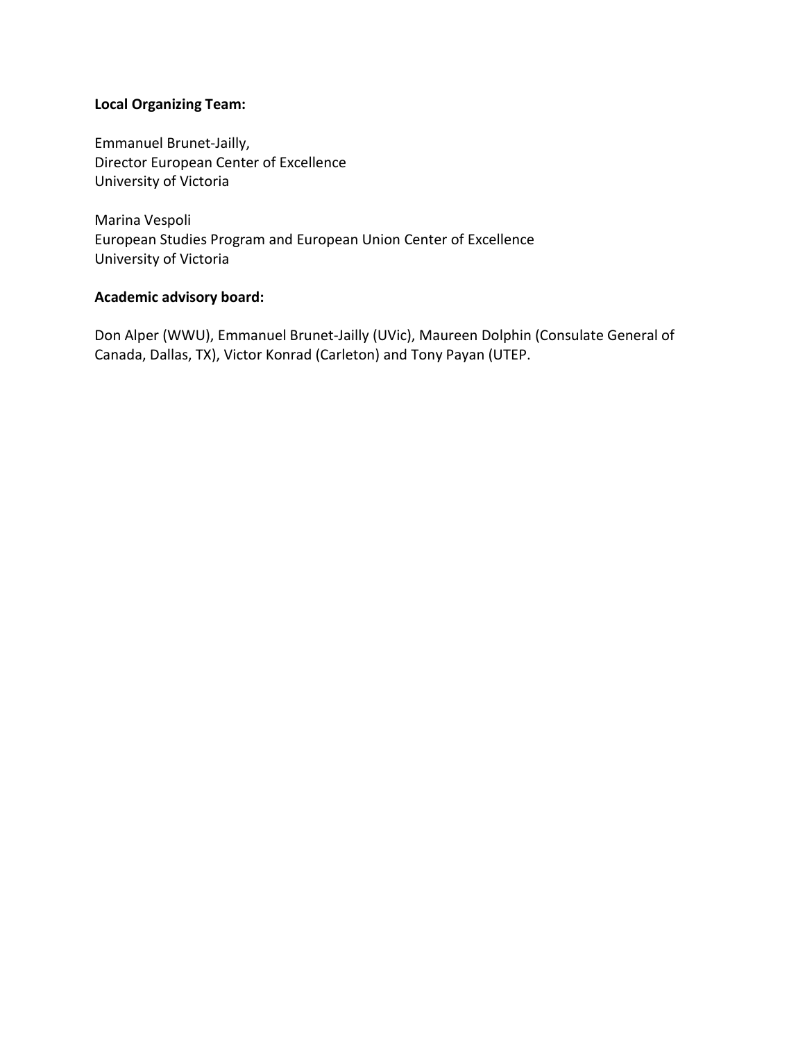**Local Organizing Team:**

Emmanuel Brunet-Jailly,
Director European Center of Excellence
University of Victoria

Marina Vespoli
European Studies Program and European Union Center of Excellence
University of Victoria

**Academic advisory board:**

Don Alper (WWU), Emmanuel Brunet-Jailly (UVic), Maureen Dolphin (Consulate General of Canada, Dallas, TX), Victor Konrad (Carleton) and Tony Payan (UTEP.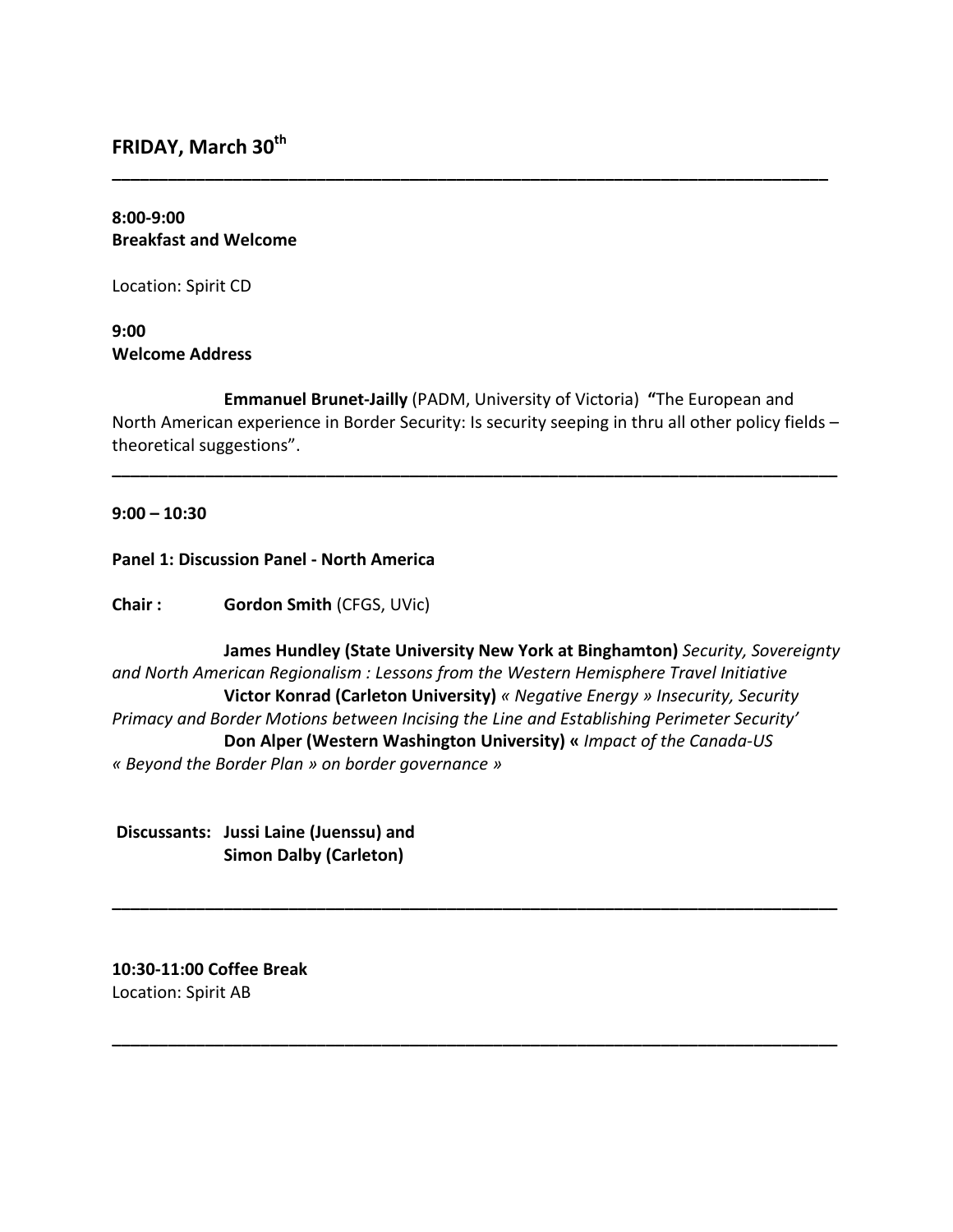## FRIDAY, March 30th

---

**8:00-9:00**
**Breakfast and Welcome**

Location: Spirit CD

**9:00**
**Welcome Address**

**Emmanuel Brunet-Jailly** (PADM, University of Victoria) **"**The European and North American experience in Border Security: Is security seeping in thru all other policy fields – theoretical suggestions".

---

**9:00 – 10:30**

**Panel 1: Discussion Panel - North America**

**Chair :** **Gordon Smith** (CFGS, UVic)

**James Hundley (State University New York at Binghamton)** *Security, Sovereignty and North American Regionalism : Lessons from the Western Hemisphere Travel Initiative*
**Victor Konrad (Carleton University)** *« Negative Energy » Insecurity, Security Primacy and Border Motions between Incising the Line and Establishing Perimeter Security'*
**Don Alper (Western Washington University) «** *Impact of the Canada-US « Beyond the Border Plan » on border governance »*

**Discussants: Jussi Laine (Juenssu) and**
**Simon Dalby (Carleton)**

---

**10:30-11:00 Coffee Break**
Location: Spirit AB

---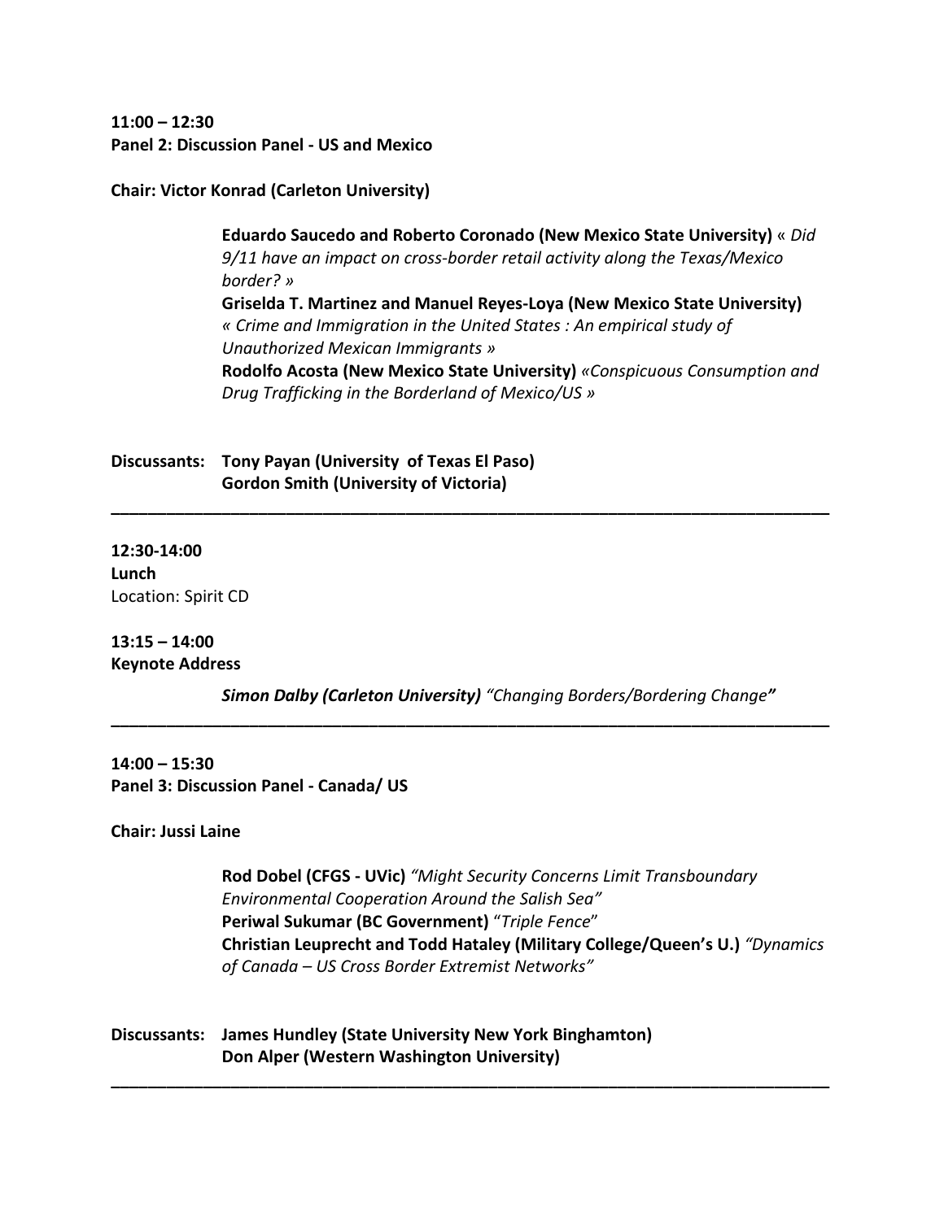**11:00 – 12:30**
**Panel 2: Discussion Panel - US and Mexico**

**Chair: Victor Konrad (Carleton University)**

**Eduardo Saucedo and Roberto Coronado (New Mexico State University)** « *Did 9/11 have an impact on cross-border retail activity along the Texas/Mexico border?* »
**Griselda T. Martinez and Manuel Reyes-Loya (New Mexico State University)** *« Crime and Immigration in the United States : An empirical study of Unauthorized Mexican Immigrants »*
**Rodolfo Acosta (New Mexico State University)** *«Conspicuous Consumption and Drug Trafficking in the Borderland of Mexico/US »*

**Discussants: Tony Payan (University of Texas El Paso)**
**Gordon Smith (University of Victoria)**

---

**12:30-14:00**
**Lunch**
Location: Spirit CD

**13:15 – 14:00**
**Keynote Address**

***Simon Dalby (Carleton University)*** *"Changing Borders/Bordering Change"*

---

**14:00 – 15:30**
**Panel 3: Discussion Panel - Canada/ US**

**Chair: Jussi Laine**

**Rod Dobel (CFGS - UVic)** *"Might Security Concerns Limit Transboundary Environmental Cooperation Around the Salish Sea"*
**Periwal Sukumar (BC Government)** "*Triple Fence*"
**Christian Leuprecht and Todd Hataley (Military College/Queen's U.)** *"Dynamics of Canada – US Cross Border Extremist Networks"*

**Discussants: James Hundley (State University New York Binghamton)**
**Don Alper (Western Washington University)**

---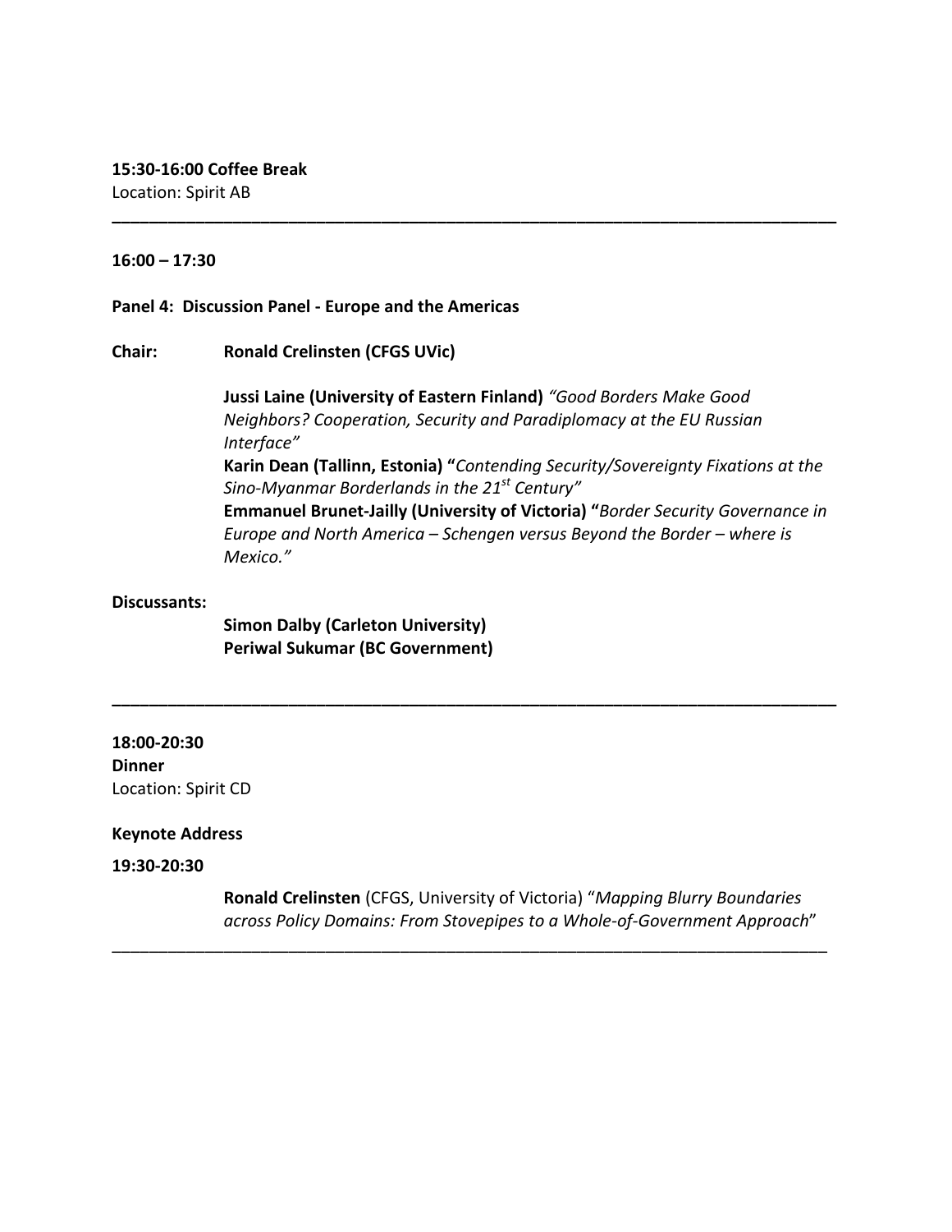**15:30-16:00 Coffee Break**
Location: Spirit AB

---

**16:00 – 17:30**

**Panel 4: Discussion Panel - Europe and the Americas**

**Chair:** **Ronald Crelinsten (CFGS UVic)**

**Jussi Laine (University of Eastern Finland)** *"Good Borders Make Good Neighbors? Cooperation, Security and Paradiplomacy at the EU Russian Interface"*
**Karin Dean (Tallinn, Estonia) "***Contending Security/Sovereignty Fixations at the Sino-Myanmar Borderlands in the 21st Century"*
**Emmanuel Brunet-Jailly (University of Victoria) "***Border Security Governance in Europe and North America – Schengen versus Beyond the Border – where is Mexico."*

**Discussants:**

**Simon Dalby (Carleton University)**
**Periwal Sukumar (BC Government)**

---

**18:00-20:30**
**Dinner**
Location: Spirit CD

**Keynote Address**

**19:30-20:30**

**Ronald Crelinsten** (CFGS, University of Victoria) "*Mapping Blurry Boundaries across Policy Domains: From Stovepipes to a Whole-of-Government Approach*"

---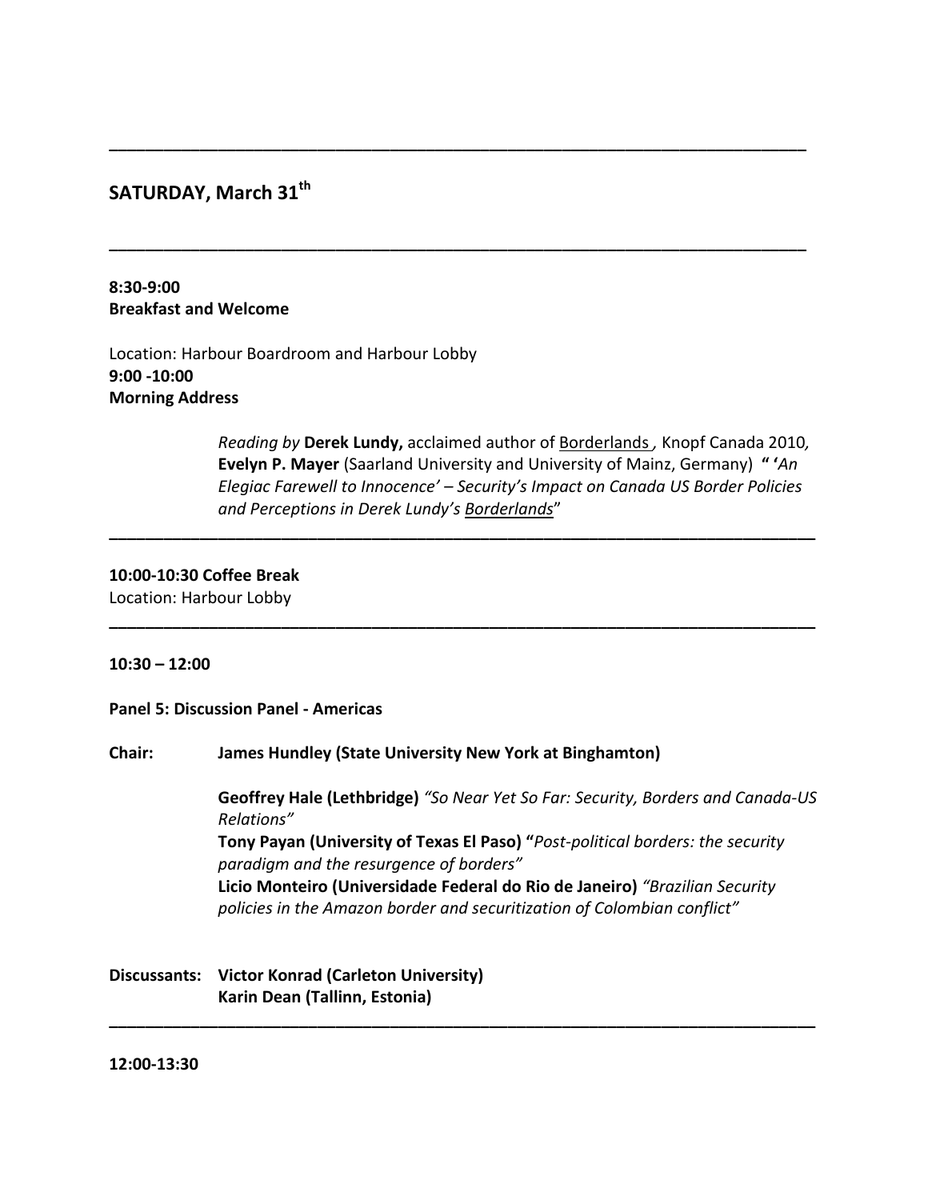---

## SATURDAY, March 31[th]

---

**8:30-9:00**
**Breakfast and Welcome**

Location: Harbour Boardroom and Harbour Lobby
**9:00 -10:00**
**Morning Address**

*Reading by* **Derek Lundy,** acclaimed author of Borderlands , Knopf Canada 2010, **Evelyn P. Mayer** (Saarland University and University of Mainz, Germany) **" '***An Elegiac Farewell to Innocence' – Security's Impact on Canada US Border Policies and Perceptions in Derek Lundy's Borderlands*"

---

**10:00-10:30 Coffee Break**
Location: Harbour Lobby

---

**10:30 – 12:00**

**Panel 5: Discussion Panel - Americas**

**Chair: James Hundley (State University New York at Binghamton)**

**Geoffrey Hale (Lethbridge)** *"So Near Yet So Far: Security, Borders and Canada-US Relations"*
**Tony Payan (University of Texas El Paso) "***Post-political borders: the security paradigm and the resurgence of borders"*
**Licio Monteiro (Universidade Federal do Rio de Janeiro)** *"Brazilian Security policies in the Amazon border and securitization of Colombian conflict"*

**Discussants: Victor Konrad (Carleton University)**
**Karin Dean (Tallinn, Estonia)**

---

**12:00-13:30**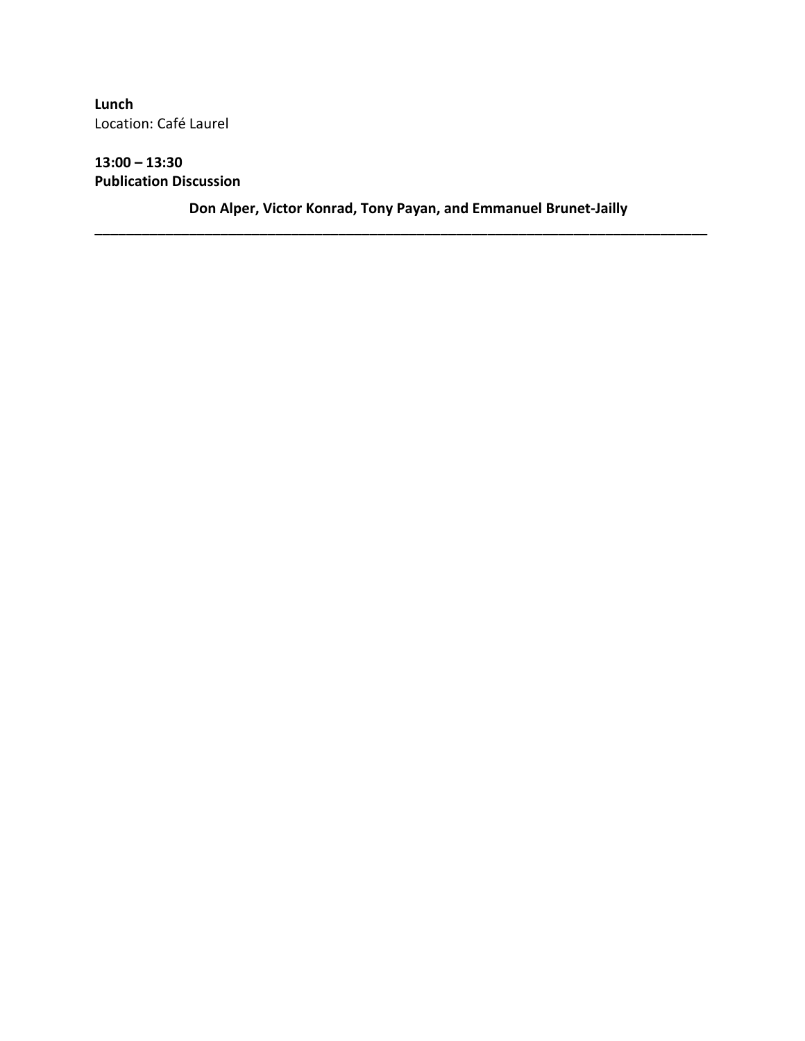**Lunch**
Location: Café Laurel

**13:00 – 13:30**
**Publication Discussion**

**Don Alper, Victor Konrad, Tony Payan, and Emmanuel Brunet-Jailly**

---